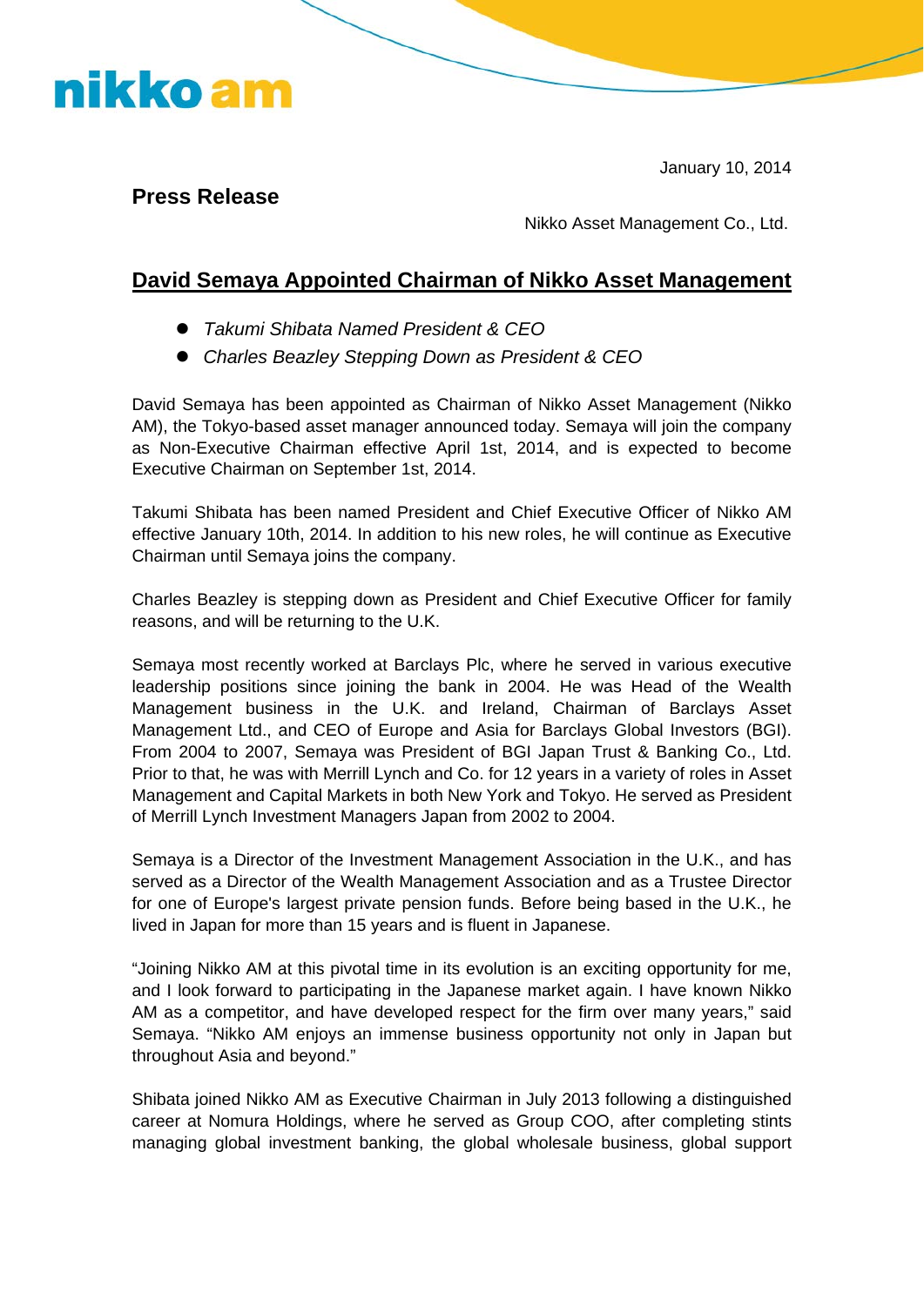nikko am

January 10, 2014

**Press Release**

Nikko Asset Management Co., Ltd.

# David Semaya Appointed Chairman of Nikko Asset Management

- *Takumi Shibata Named President & CEO*
- *Charles Beazley Stepping Down as President & CEO*

David Semaya has been appointed as Chairman of Nikko Asset Management (Nikko AM), the Tokyo-based asset manager announced today. Semaya will join the company as Non-Executive Chairman effective April 1st, 2014, and is expected to become Executive Chairman on September 1st, 2014.

Takumi Shibata has been named President and Chief Executive Officer of Nikko AM effective January 10th, 2014. In addition to his new roles, he will continue as Executive Chairman until Semaya joins the company.

Charles Beazley is stepping down as President and Chief Executive Officer for family reasons, and will be returning to the U.K.

Semaya most recently worked at Barclays Plc, where he served in various executive leadership positions since joining the bank in 2004. He was Head of the Wealth Management business in the U.K. and Ireland, Chairman of Barclays Asset Management Ltd., and CEO of Europe and Asia for Barclays Global Investors (BGI). From 2004 to 2007, Semaya was President of BGI Japan Trust & Banking Co., Ltd. Prior to that, he was with Merrill Lynch and Co. for 12 years in a variety of roles in Asset Management and Capital Markets in both New York and Tokyo. He served as President of Merrill Lynch Investment Managers Japan from 2002 to 2004.

Semaya is a Director of the Investment Management Association in the U.K., and has served as a Director of the Wealth Management Association and as a Trustee Director for one of Europe's largest private pension funds. Before being based in the U.K., he lived in Japan for more than 15 years and is fluent in Japanese.

"Joining Nikko AM at this pivotal time in its evolution is an exciting opportunity for me, and I look forward to participating in the Japanese market again. I have known Nikko AM as a competitor, and have developed respect for the firm over many years," said Semaya. "Nikko AM enjoys an immense business opportunity not only in Japan but throughout Asia and beyond."

Shibata joined Nikko AM as Executive Chairman in July 2013 following a distinguished career at Nomura Holdings, where he served as Group COO, after completing stints managing global investment banking, the global wholesale business, global support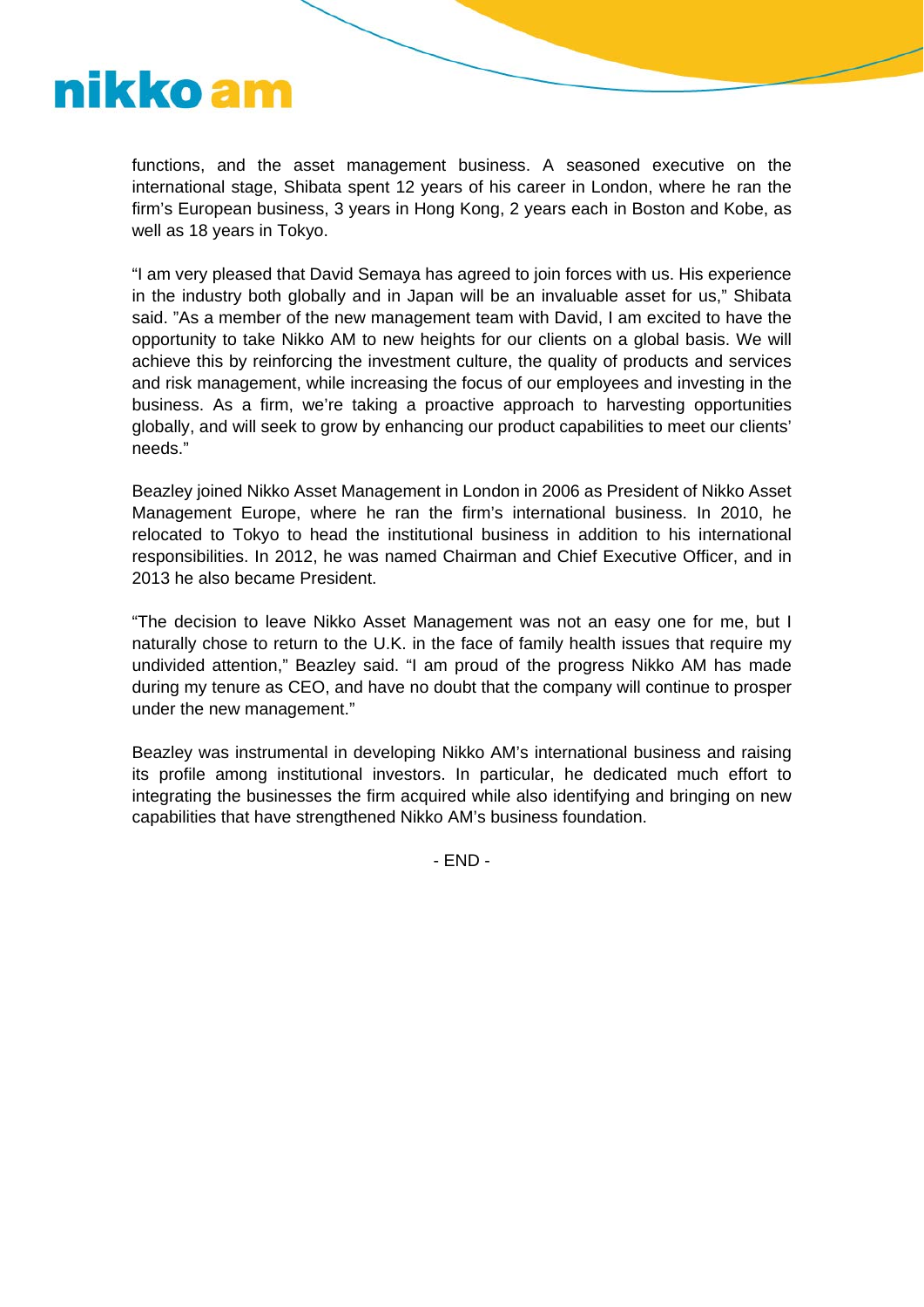functions, and the asset management business. A seasoned executive on the international stage, Shibata spent 12 years of his career in London, where he ran the firm's European business, 3 years in Hong Kong, 2 years each in Boston and Kobe, as well as 18 years in Tokyo.

"I am very pleased that David Semaya has agreed to join forces with us. His experience in the industry both globally and in Japan will be an invaluable asset for us," Shibata said. "As a member of the new management team with David, I am excited to have the opportunity to take Nikko AM to new heights for our clients on a global basis. We will achieve this by reinforcing the investment culture, the quality of products and services and risk management, while increasing the focus of our employees and investing in the business. As a firm, we're taking a proactive approach to harvesting opportunities globally, and will seek to grow by enhancing our product capabilities to meet our clients' needs."

Beazley joined Nikko Asset Management in London in 2006 as President of Nikko Asset Management Europe, where he ran the firm's international business. In 2010, he relocated to Tokyo to head the institutional business in addition to his international responsibilities. In 2012, he was named Chairman and Chief Executive Officer, and in 2013 he also became President.

"The decision to leave Nikko Asset Management was not an easy one for me, but I naturally chose to return to the U.K. in the face of family health issues that require my undivided attention," Beazley said. "I am proud of the progress Nikko AM has made during my tenure as CEO, and have no doubt that the company will continue to prosper under the new management."

Beazley was instrumental in developing Nikko AM's international business and raising its profile among institutional investors. In particular, he dedicated much effort to integrating the businesses the firm acquired while also identifying and bringing on new capabilities that have strengthened Nikko AM's business foundation.

- END -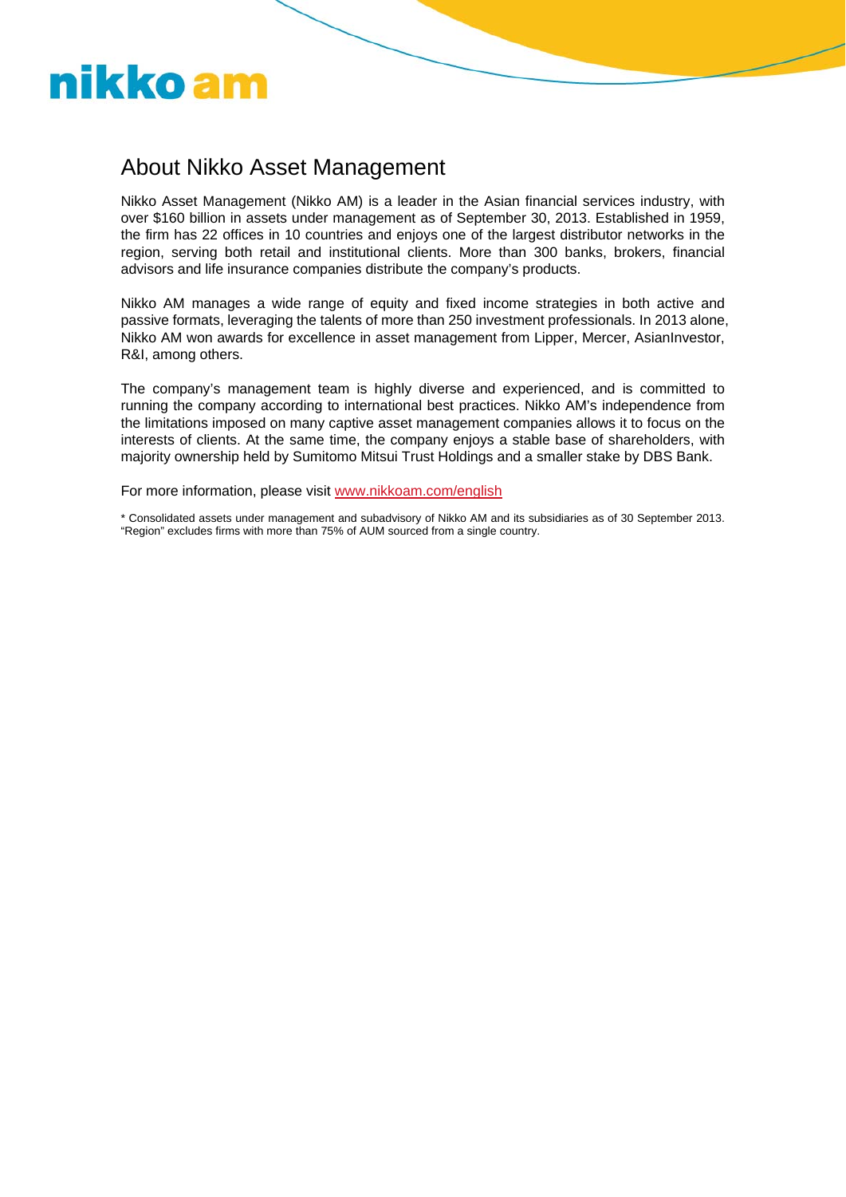## About Nikko Asset Management

Nikko Asset Management (Nikko AM) is a leader in the Asian financial services industry, with over $160 billion in assets under management as of September 30, 2013. Established in 1959, the firm has 22 offices in 10 countries and enjoys one of the largest distributor networks in the region, serving both retail and institutional clients. More than 300 banks, brokers, financial advisors and life insurance companies distribute the company's products.

Nikko AM manages a wide range of equity and fixed income strategies in both active and passive formats, leveraging the talents of more than 250 investment professionals. In 2013 alone, Nikko AM won awards for excellence in asset management from Lipper, Mercer, AsianInvestor, R&I, among others.

The company's management team is highly diverse and experienced, and is committed to running the company according to international best practices. Nikko AM's independence from the limitations imposed on many captive asset management companies allows it to focus on the interests of clients. At the same time, the company enjoys a stable base of shareholders, with majority ownership held by Sumitomo Mitsui Trust Holdings and a smaller stake by DBS Bank.

For more information, please visit [www.nikkoam.com/english](http://www.nikkoam.com/english)

* Consolidated assets under management and subadvisory of Nikko AM and its subsidiaries as of 30 September 2013. "Region" excludes firms with more than 75% of AUM sourced from a single country.